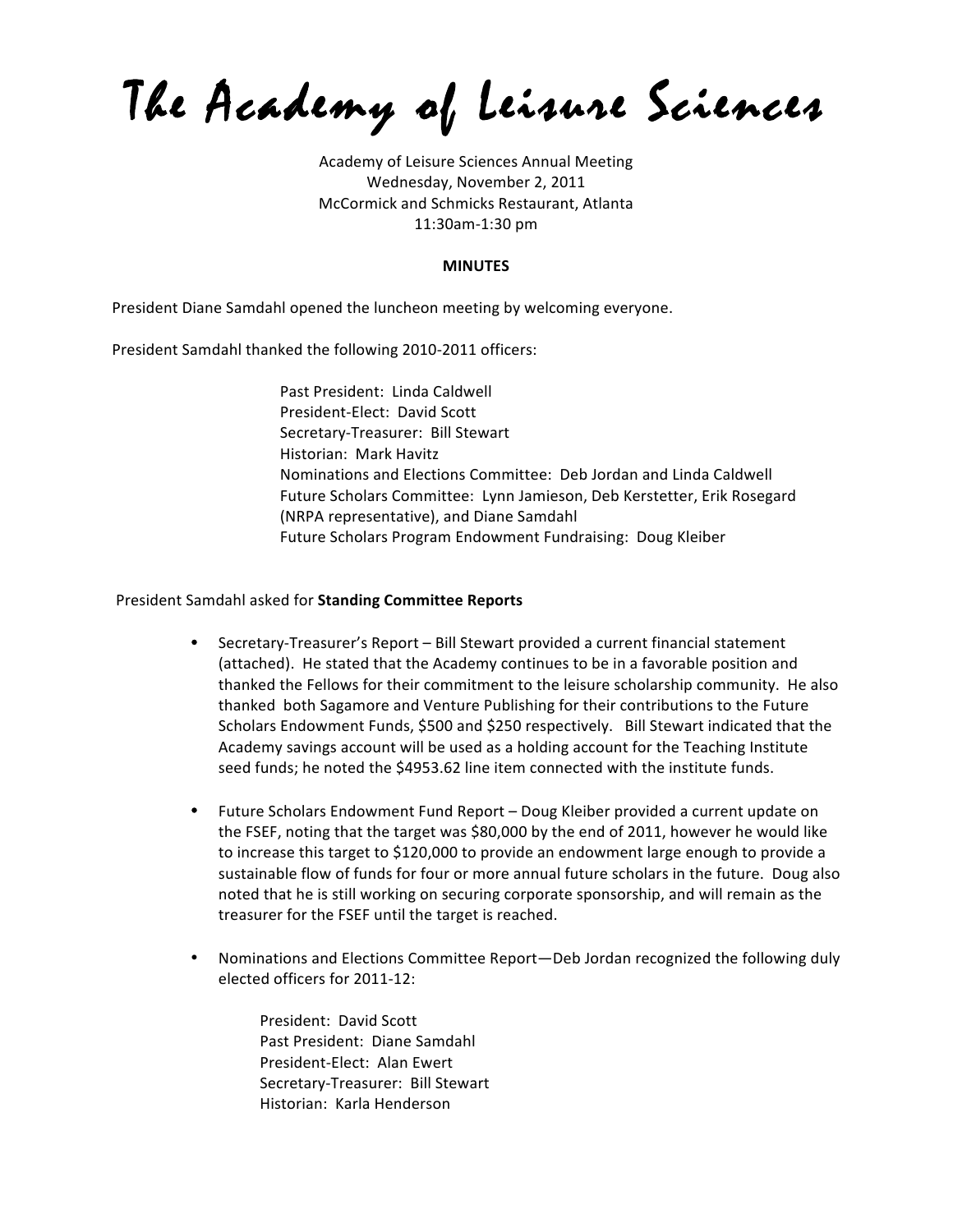# The Academy of Leisure Sciences

Academy of Leisure Sciences Annual Meeting
Wednesday, November 2, 2011
McCormick and Schmicks Restaurant, Atlanta
11:30am-1:30 pm

**MINUTES**

President Diane Samdahl opened the luncheon meeting by welcoming everyone.

President Samdahl thanked the following 2010-2011 officers:

Past President: Linda Caldwell
President-Elect: David Scott
Secretary-Treasurer: Bill Stewart
Historian: Mark Havitz
Nominations and Elections Committee: Deb Jordan and Linda Caldwell
Future Scholars Committee: Lynn Jamieson, Deb Kerstetter, Erik Rosegard (NRPA representative), and Diane Samdahl
Future Scholars Program Endowment Fundraising: Doug Kleiber

President Samdahl asked for **Standing Committee Reports**

- Secretary-Treasurer's Report – Bill Stewart provided a current financial statement (attached). He stated that the Academy continues to be in a favorable position and thanked the Fellows for their commitment to the leisure scholarship community. He also thanked both Sagamore and Venture Publishing for their contributions to the Future Scholars Endowment Funds, $500 and $250 respectively. Bill Stewart indicated that the Academy savings account will be used as a holding account for the Teaching Institute seed funds; he noted the $4953.62 line item connected with the institute funds.

- Future Scholars Endowment Fund Report – Doug Kleiber provided a current update on the FSEF, noting that the target was $80,000 by the end of 2011, however he would like to increase this target to $120,000 to provide an endowment large enough to provide a sustainable flow of funds for four or more annual future scholars in the future. Doug also noted that he is still working on securing corporate sponsorship, and will remain as the treasurer for the FSEF until the target is reached.

- Nominations and Elections Committee Report—Deb Jordan recognized the following duly elected officers for 2011-12:

  President: David Scott
  Past President: Diane Samdahl
  President-Elect: Alan Ewert
  Secretary-Treasurer: Bill Stewart
  Historian: Karla Henderson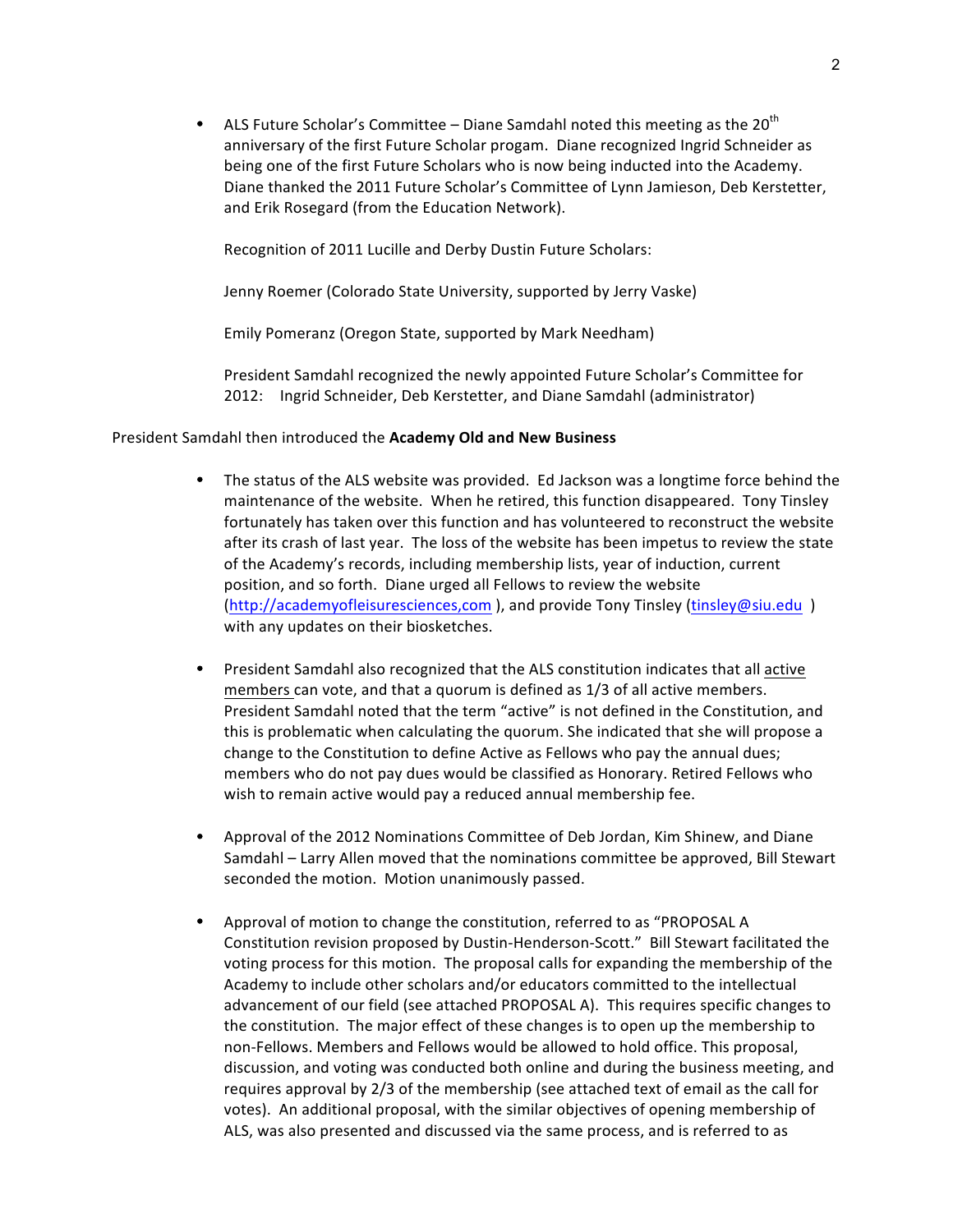- ALS Future Scholar's Committee – Diane Samdahl noted this meeting as the 20th anniversary of the first Future Scholar progam. Diane recognized Ingrid Schneider as being one of the first Future Scholars who is now being inducted into the Academy. Diane thanked the 2011 Future Scholar's Committee of Lynn Jamieson, Deb Kerstetter, and Erik Rosegard (from the Education Network).

  Recognition of 2011 Lucille and Derby Dustin Future Scholars:

  Jenny Roemer (Colorado State University, supported by Jerry Vaske)

  Emily Pomeranz (Oregon State, supported by Mark Needham)

  President Samdahl recognized the newly appointed Future Scholar's Committee for 2012: Ingrid Schneider, Deb Kerstetter, and Diane Samdahl (administrator)

President Samdahl then introduced the **Academy Old and New Business**

- The status of the ALS website was provided. Ed Jackson was a longtime force behind the maintenance of the website. When he retired, this function disappeared. Tony Tinsley fortunately has taken over this function and has volunteered to reconstruct the website after its crash of last year. The loss of the website has been impetus to review the state of the Academy's records, including membership lists, year of induction, current position, and so forth. Diane urged all Fellows to review the website (http://academyofleisuresciences,com ), and provide Tony Tinsley (tinsley@siu.edu ) with any updates on their biosketches.

- President Samdahl also recognized that the ALS constitution indicates that all active members can vote, and that a quorum is defined as 1/3 of all active members. President Samdahl noted that the term "active" is not defined in the Constitution, and this is problematic when calculating the quorum. She indicated that she will propose a change to the Constitution to define Active as Fellows who pay the annual dues; members who do not pay dues would be classified as Honorary. Retired Fellows who wish to remain active would pay a reduced annual membership fee.

- Approval of the 2012 Nominations Committee of Deb Jordan, Kim Shinew, and Diane Samdahl – Larry Allen moved that the nominations committee be approved, Bill Stewart seconded the motion. Motion unanimously passed.

- Approval of motion to change the constitution, referred to as "PROPOSAL A Constitution revision proposed by Dustin-Henderson-Scott." Bill Stewart facilitated the voting process for this motion. The proposal calls for expanding the membership of the Academy to include other scholars and/or educators committed to the intellectual advancement of our field (see attached PROPOSAL A). This requires specific changes to the constitution. The major effect of these changes is to open up the membership to non-Fellows. Members and Fellows would be allowed to hold office. This proposal, discussion, and voting was conducted both online and during the business meeting, and requires approval by 2/3 of the membership (see attached text of email as the call for votes). An additional proposal, with the similar objectives of opening membership of ALS, was also presented and discussed via the same process, and is referred to as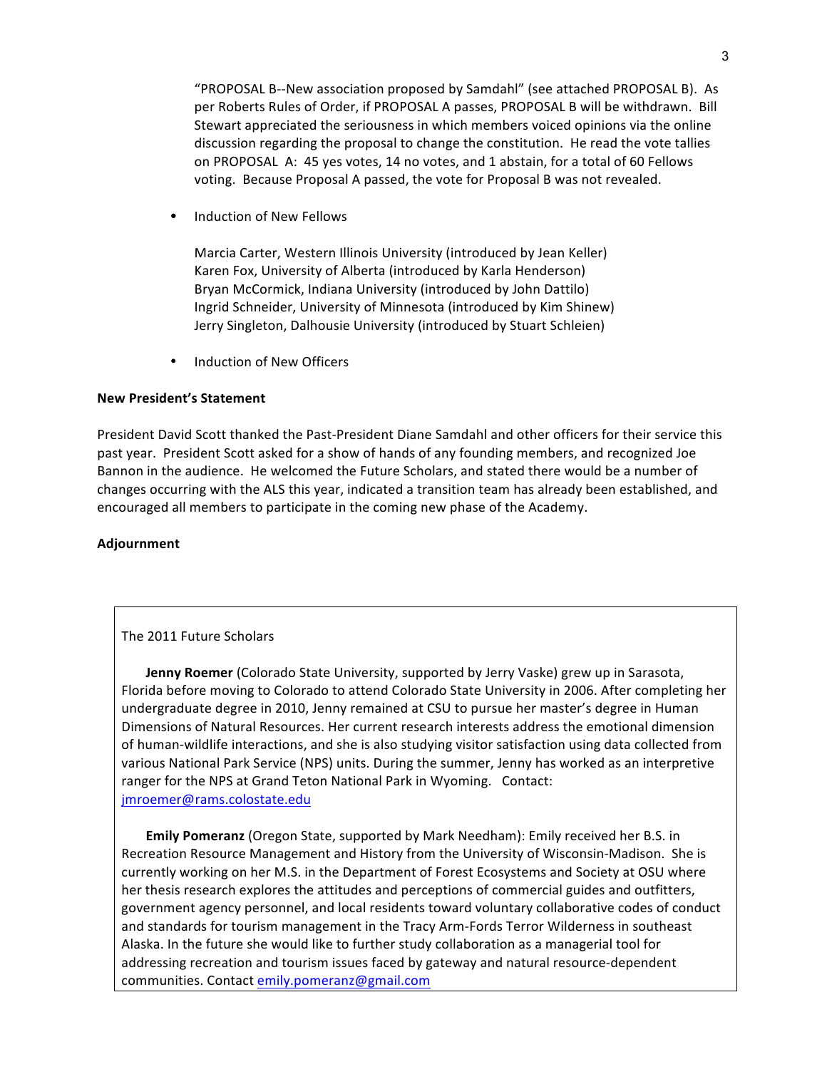"PROPOSAL B--New association proposed by Samdahl" (see attached PROPOSAL B). As per Roberts Rules of Order, if PROPOSAL A passes, PROPOSAL B will be withdrawn. Bill Stewart appreciated the seriousness in which members voiced opinions via the online discussion regarding the proposal to change the constitution. He read the vote tallies on PROPOSAL A: 45 yes votes, 14 no votes, and 1 abstain, for a total of 60 Fellows voting. Because Proposal A passed, the vote for Proposal B was not revealed.

- Induction of New Fellows

  Marcia Carter, Western Illinois University (introduced by Jean Keller)
  Karen Fox, University of Alberta (introduced by Karla Henderson)
  Bryan McCormick, Indiana University (introduced by John Dattilo)
  Ingrid Schneider, University of Minnesota (introduced by Kim Shinew)
  Jerry Singleton, Dalhousie University (introduced by Stuart Schleien)

- Induction of New Officers

**New President's Statement**

President David Scott thanked the Past-President Diane Samdahl and other officers for their service this past year. President Scott asked for a show of hands of any founding members, and recognized Joe Bannon in the audience. He welcomed the Future Scholars, and stated there would be a number of changes occurring with the ALS this year, indicated a transition team has already been established, and encouraged all members to participate in the coming new phase of the Academy.

**Adjournment**

The 2011 Future Scholars

**Jenny Roemer** (Colorado State University, supported by Jerry Vaske) grew up in Sarasota, Florida before moving to Colorado to attend Colorado State University in 2006. After completing her undergraduate degree in 2010, Jenny remained at CSU to pursue her master's degree in Human Dimensions of Natural Resources. Her current research interests address the emotional dimension of human-wildlife interactions, and she is also studying visitor satisfaction using data collected from various National Park Service (NPS) units. During the summer, Jenny has worked as an interpretive ranger for the NPS at Grand Teton National Park in Wyoming. Contact: jmroemer@rams.colostate.edu

**Emily Pomeranz** (Oregon State, supported by Mark Needham): Emily received her B.S. in Recreation Resource Management and History from the University of Wisconsin-Madison. She is currently working on her M.S. in the Department of Forest Ecosystems and Society at OSU where her thesis research explores the attitudes and perceptions of commercial guides and outfitters, government agency personnel, and local residents toward voluntary collaborative codes of conduct and standards for tourism management in the Tracy Arm-Fords Terror Wilderness in southeast Alaska. In the future she would like to further study collaboration as a managerial tool for addressing recreation and tourism issues faced by gateway and natural resource-dependent communities. Contact emily.pomeranz@gmail.com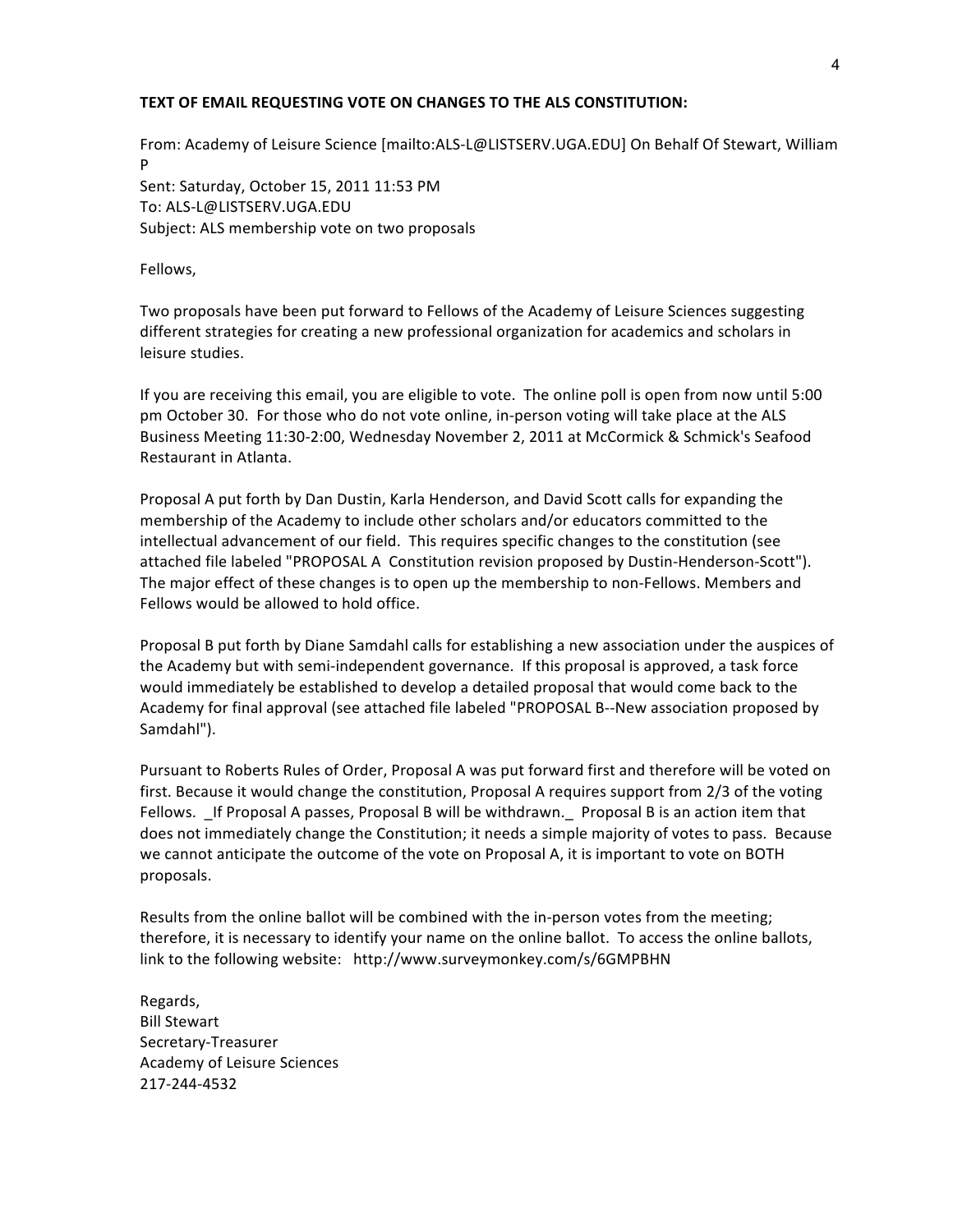**TEXT OF EMAIL REQUESTING VOTE ON CHANGES TO THE ALS CONSTITUTION:**

From: Academy of Leisure Science [mailto:ALS-L@LISTSERV.UGA.EDU] On Behalf Of Stewart, William P
Sent: Saturday, October 15, 2011 11:53 PM
To: ALS-L@LISTSERV.UGA.EDU
Subject: ALS membership vote on two proposals

Fellows,

Two proposals have been put forward to Fellows of the Academy of Leisure Sciences suggesting different strategies for creating a new professional organization for academics and scholars in leisure studies.

If you are receiving this email, you are eligible to vote. The online poll is open from now until 5:00 pm October 30. For those who do not vote online, in-person voting will take place at the ALS Business Meeting 11:30-2:00, Wednesday November 2, 2011 at McCormick & Schmick's Seafood Restaurant in Atlanta.

Proposal A put forth by Dan Dustin, Karla Henderson, and David Scott calls for expanding the membership of the Academy to include other scholars and/or educators committed to the intellectual advancement of our field. This requires specific changes to the constitution (see attached file labeled "PROPOSAL A Constitution revision proposed by Dustin-Henderson-Scott"). The major effect of these changes is to open up the membership to non-Fellows. Members and Fellows would be allowed to hold office.

Proposal B put forth by Diane Samdahl calls for establishing a new association under the auspices of the Academy but with semi-independent governance. If this proposal is approved, a task force would immediately be established to develop a detailed proposal that would come back to the Academy for final approval (see attached file labeled "PROPOSAL B--New association proposed by Samdahl").

Pursuant to Roberts Rules of Order, Proposal A was put forward first and therefore will be voted on first. Because it would change the constitution, Proposal A requires support from 2/3 of the voting Fellows. _If Proposal A passes, Proposal B will be withdrawn._ Proposal B is an action item that does not immediately change the Constitution; it needs a simple majority of votes to pass. Because we cannot anticipate the outcome of the vote on Proposal A, it is important to vote on BOTH proposals.

Results from the online ballot will be combined with the in-person votes from the meeting; therefore, it is necessary to identify your name on the online ballot. To access the online ballots, link to the following website: http://www.surveymonkey.com/s/6GMPBHN

Regards,
Bill Stewart
Secretary-Treasurer
Academy of Leisure Sciences
217-244-4532